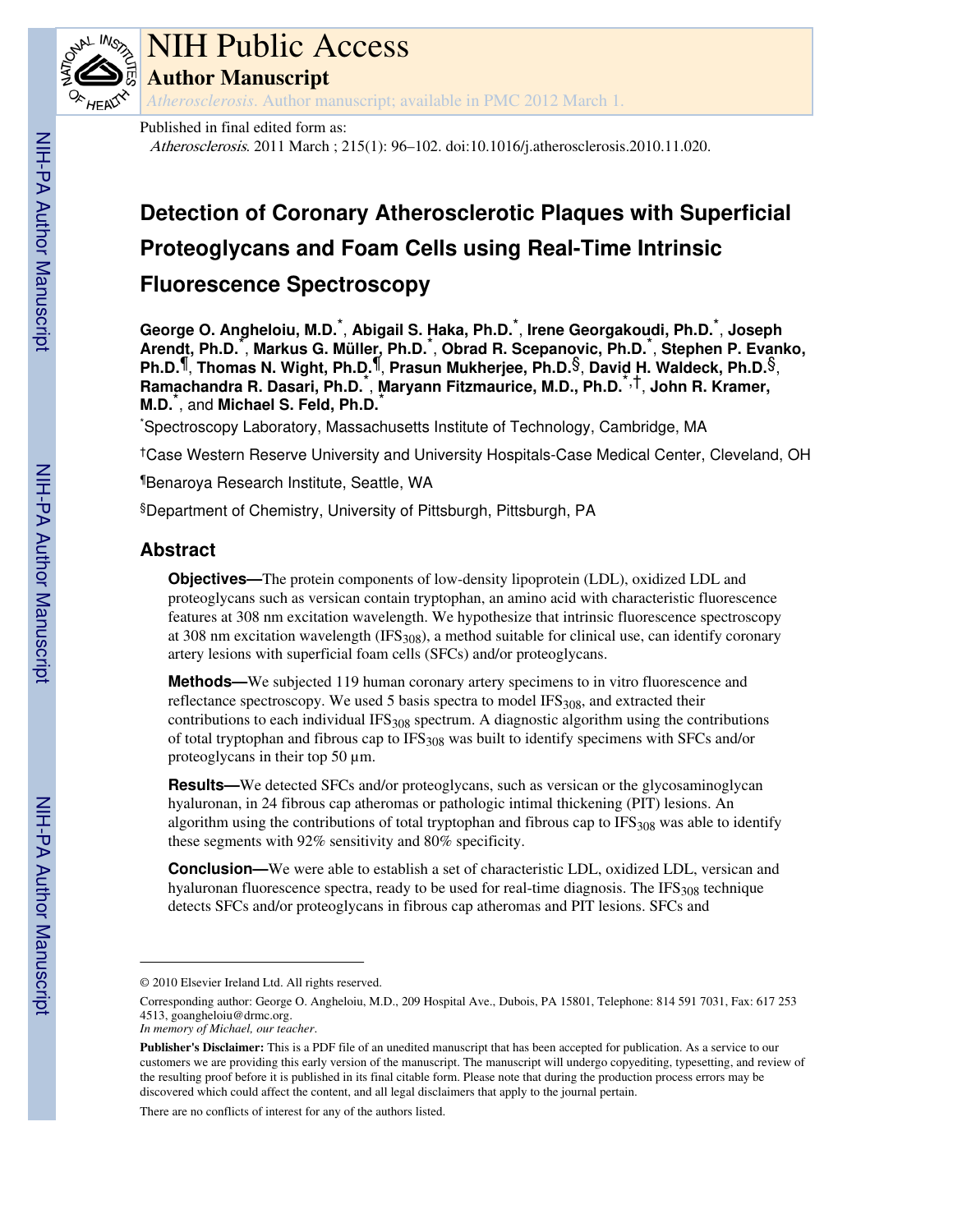# NIH Public Access

## Author Manuscript

*Atherosclerosis*. Author manuscript; available in PMC 2012 March 1.

Published in final edited form as:

*Atherosclerosis*. 2011 March ; 215(1): 96–102. doi:10.1016/j.atherosclerosis.2010.11.020.

# Detection of Coronary Atherosclerotic Plaques with Superficial Proteoglycans and Foam Cells using Real-Time Intrinsic Fluorescence Spectroscopy

**George O. Angheloiu, M.D.**[*], **Abigail S. Haka, Ph.D.**[*], **Irene Georgakoudi, Ph.D.**[*], **Joseph Arendt, Ph.D.**[*], **Markus G. Müller, Ph.D.**[*], **Obrad R. Scepanovic, Ph.D.**[*], **Stephen P. Evanko, Ph.D.**[¶], **Thomas N. Wight, Ph.D.**[¶], **Prasun Mukherjee, Ph.D.**[§], **David H. Waldeck, Ph.D.**[§], **Ramachandra R. Dasari, Ph.D.**[*], **Maryann Fitzmaurice, M.D., Ph.D.**[*,†], **John R. Kramer, M.D.**[*], and **Michael S. Feld, Ph.D.**[*]

[*]Spectroscopy Laboratory, Massachusetts Institute of Technology, Cambridge, MA

[†]Case Western Reserve University and University Hospitals-Case Medical Center, Cleveland, OH

[¶]Benaroya Research Institute, Seattle, WA

[§]Department of Chemistry, University of Pittsburgh, Pittsburgh, PA

## Abstract

**Objectives—**The protein components of low-density lipoprotein (LDL), oxidized LDL and proteoglycans such as versican contain tryptophan, an amino acid with characteristic fluorescence features at 308 nm excitation wavelength. We hypothesize that intrinsic fluorescence spectroscopy at 308 nm excitation wavelength ($IFS_{308}$), a method suitable for clinical use, can identify coronary artery lesions with superficial foam cells (SFCs) and/or proteoglycans.

**Methods—**We subjected 119 human coronary artery specimens to in vitro fluorescence and reflectance spectroscopy. We used 5 basis spectra to model $IFS_{308}$, and extracted their contributions to each individual $IFS_{308}$ spectrum. A diagnostic algorithm using the contributions of total tryptophan and fibrous cap to $IFS_{308}$ was built to identify specimens with SFCs and/or proteoglycans in their top 50 μm.

**Results—**We detected SFCs and/or proteoglycans, such as versican or the glycosaminoglycan hyaluronan, in 24 fibrous cap atheromas or pathologic intimal thickening (PIT) lesions. An algorithm using the contributions of total tryptophan and fibrous cap to $IFS_{308}$ was able to identify these segments with 92% sensitivity and 80% specificity.

**Conclusion—**We were able to establish a set of characteristic LDL, oxidized LDL, versican and hyaluronan fluorescence spectra, ready to be used for real-time diagnosis. The $IFS_{308}$ technique detects SFCs and/or proteoglycans in fibrous cap atheromas and PIT lesions. SFCs and

---

© 2010 Elsevier Ireland Ltd. All rights reserved.

Corresponding author: George O. Angheloiu, M.D., 209 Hospital Ave., Dubois, PA 15801, Telephone: 814 591 7031, Fax: 617 253 4513, goangheloiu@drmc.org.

*In memory of Michael, our teacher.*

**Publisher's Disclaimer:** This is a PDF file of an unedited manuscript that has been accepted for publication. As a service to our customers we are providing this early version of the manuscript. The manuscript will undergo copyediting, typesetting, and review of the resulting proof before it is published in its final citable form. Please note that during the production process errors may be discovered which could affect the content, and all legal disclaimers that apply to the journal pertain.

There are no conflicts of interest for any of the authors listed.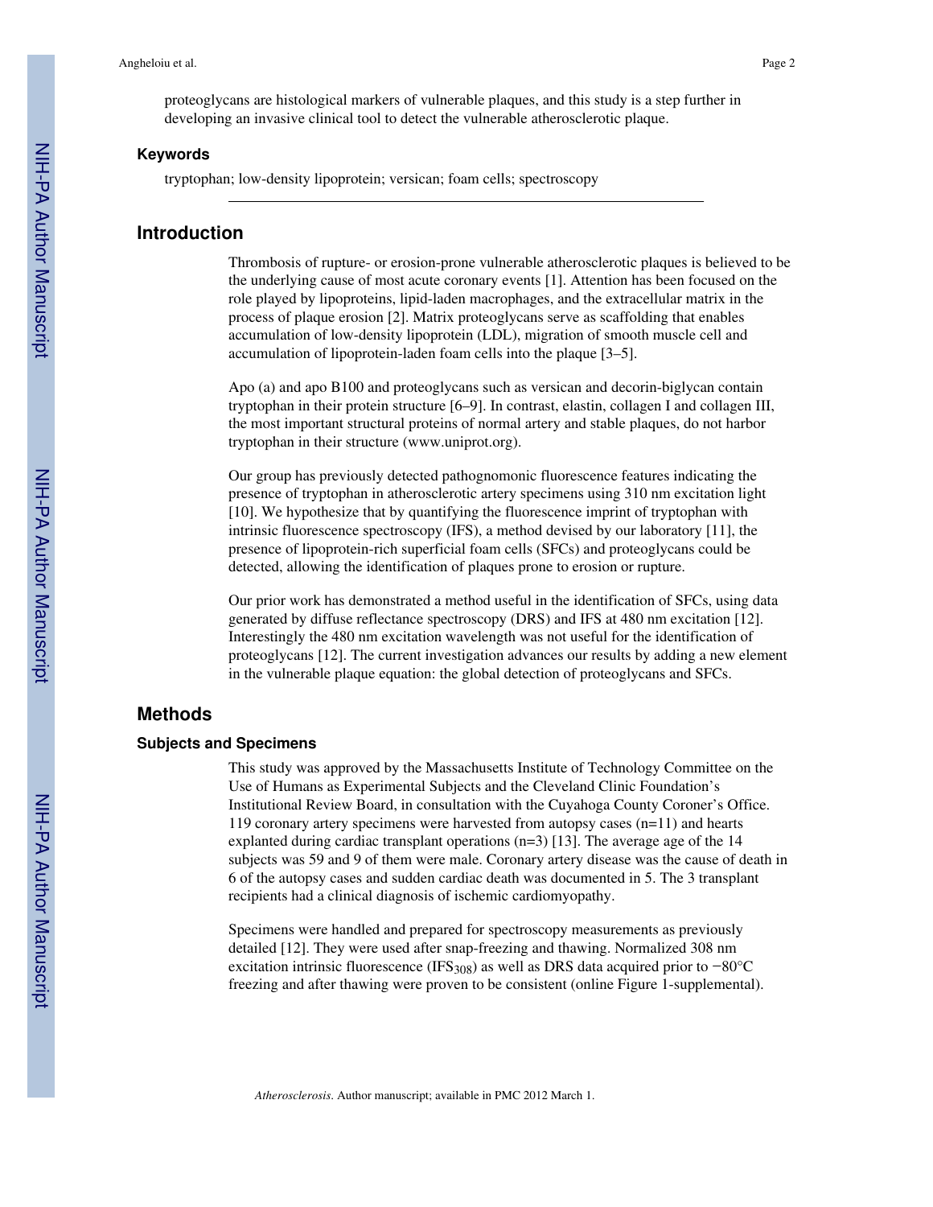proteoglycans are histological markers of vulnerable plaques, and this study is a step further in developing an invasive clinical tool to detect the vulnerable atherosclerotic plaque.

### Keywords

tryptophan; low-density lipoprotein; versican; foam cells; spectroscopy

## Introduction

Thrombosis of rupture- or erosion-prone vulnerable atherosclerotic plaques is believed to be the underlying cause of most acute coronary events [1]. Attention has been focused on the role played by lipoproteins, lipid-laden macrophages, and the extracellular matrix in the process of plaque erosion [2]. Matrix proteoglycans serve as scaffolding that enables accumulation of low-density lipoprotein (LDL), migration of smooth muscle cell and accumulation of lipoprotein-laden foam cells into the plaque [3–5].

Apo (a) and apo B100 and proteoglycans such as versican and decorin-biglycan contain tryptophan in their protein structure [6–9]. In contrast, elastin, collagen I and collagen III, the most important structural proteins of normal artery and stable plaques, do not harbor tryptophan in their structure (www.uniprot.org).

Our group has previously detected pathognomonic fluorescence features indicating the presence of tryptophan in atherosclerotic artery specimens using 310 nm excitation light [10]. We hypothesize that by quantifying the fluorescence imprint of tryptophan with intrinsic fluorescence spectroscopy (IFS), a method devised by our laboratory [11], the presence of lipoprotein-rich superficial foam cells (SFCs) and proteoglycans could be detected, allowing the identification of plaques prone to erosion or rupture.

Our prior work has demonstrated a method useful in the identification of SFCs, using data generated by diffuse reflectance spectroscopy (DRS) and IFS at 480 nm excitation [12]. Interestingly the 480 nm excitation wavelength was not useful for the identification of proteoglycans [12]. The current investigation advances our results by adding a new element in the vulnerable plaque equation: the global detection of proteoglycans and SFCs.

## Methods

### Subjects and Specimens

This study was approved by the Massachusetts Institute of Technology Committee on the Use of Humans as Experimental Subjects and the Cleveland Clinic Foundation's Institutional Review Board, in consultation with the Cuyahoga County Coroner's Office. 119 coronary artery specimens were harvested from autopsy cases (n=11) and hearts explanted during cardiac transplant operations (n=3) [13]. The average age of the 14 subjects was 59 and 9 of them were male. Coronary artery disease was the cause of death in 6 of the autopsy cases and sudden cardiac death was documented in 5. The 3 transplant recipients had a clinical diagnosis of ischemic cardiomyopathy.

Specimens were handled and prepared for spectroscopy measurements as previously detailed [12]. They were used after snap-freezing and thawing. Normalized 308 nm excitation intrinsic fluorescence ($IFS_{308}$) as well as DRS data acquired prior to −80°C freezing and after thawing were proven to be consistent (online Figure 1-supplemental).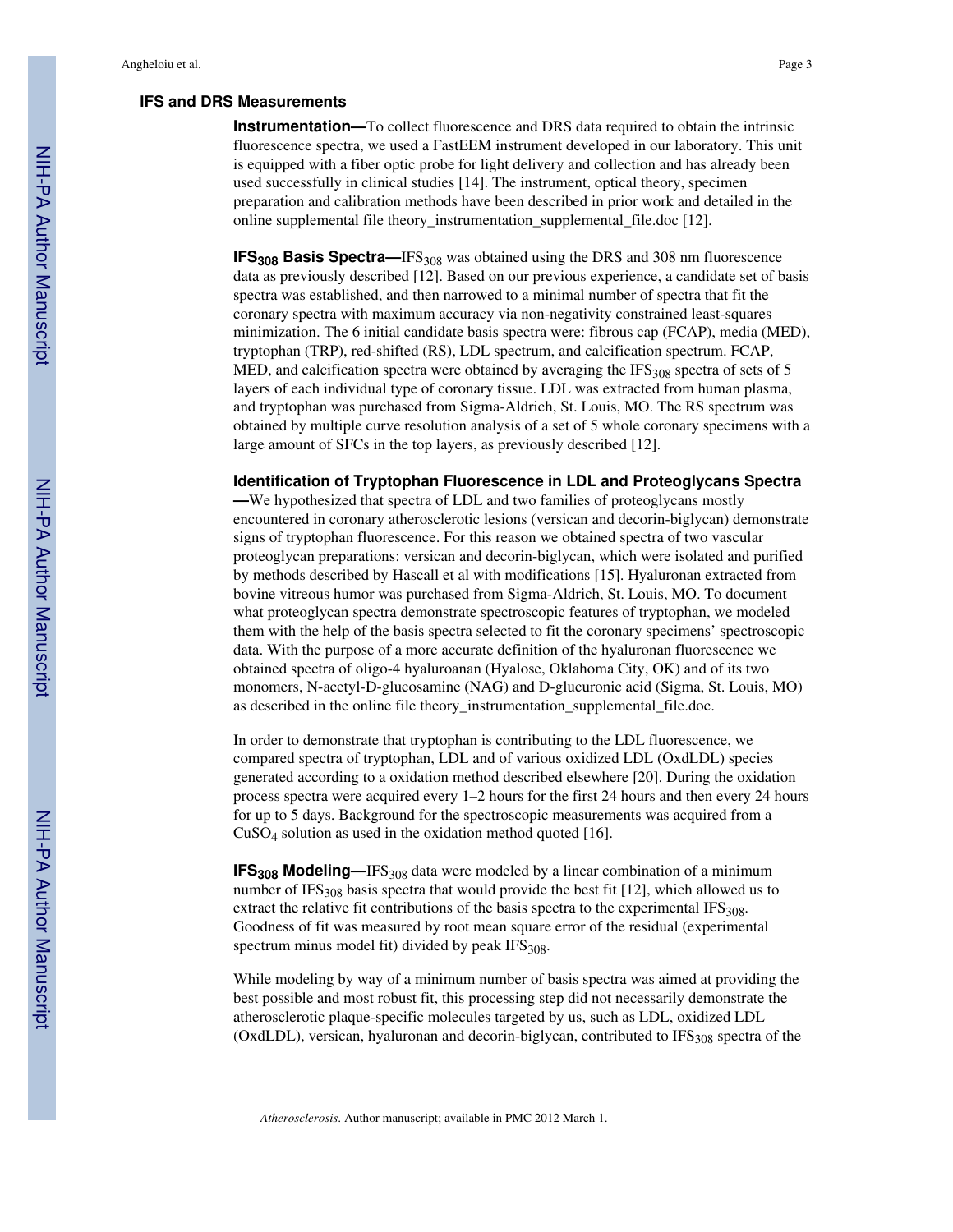## IFS and DRS Measurements

**Instrumentation—**To collect fluorescence and DRS data required to obtain the intrinsic fluorescence spectra, we used a FastEEM instrument developed in our laboratory. This unit is equipped with a fiber optic probe for light delivery and collection and has already been used successfully in clinical studies [14]. The instrument, optical theory, specimen preparation and calibration methods have been described in prior work and detailed in the online supplemental file theory_instrumentation_supplemental_file.doc [12].

**$IFS_{308}$ Basis Spectra—**$IFS_{308}$ was obtained using the DRS and 308 nm fluorescence data as previously described [12]. Based on our previous experience, a candidate set of basis spectra was established, and then narrowed to a minimal number of spectra that fit the coronary spectra with maximum accuracy via non-negativity constrained least-squares minimization. The 6 initial candidate basis spectra were: fibrous cap (FCAP), media (MED), tryptophan (TRP), red-shifted (RS), LDL spectrum, and calcification spectrum. FCAP, MED, and calcification spectra were obtained by averaging the $IFS_{308}$ spectra of sets of 5 layers of each individual type of coronary tissue. LDL was extracted from human plasma, and tryptophan was purchased from Sigma-Aldrich, St. Louis, MO. The RS spectrum was obtained by multiple curve resolution analysis of a set of 5 whole coronary specimens with a large amount of SFCs in the top layers, as previously described [12].

**Identification of Tryptophan Fluorescence in LDL and Proteoglycans Spectra—**We hypothesized that spectra of LDL and two families of proteoglycans mostly encountered in coronary atherosclerotic lesions (versican and decorin-biglycan) demonstrate signs of tryptophan fluorescence. For this reason we obtained spectra of two vascular proteoglycan preparations: versican and decorin-biglycan, which were isolated and purified by methods described by Hascall et al with modifications [15]. Hyaluronan extracted from bovine vitreous humor was purchased from Sigma-Aldrich, St. Louis, MO. To document what proteoglycan spectra demonstrate spectroscopic features of tryptophan, we modeled them with the help of the basis spectra selected to fit the coronary specimens' spectroscopic data. With the purpose of a more accurate definition of the hyaluronan fluorescence we obtained spectra of oligo-4 hyaluroanan (Hyalose, Oklahoma City, OK) and of its two monomers, N-acetyl-D-glucosamine (NAG) and D-glucuronic acid (Sigma, St. Louis, MO) as described in the online file theory_instrumentation_supplemental_file.doc.

In order to demonstrate that tryptophan is contributing to the LDL fluorescence, we compared spectra of tryptophan, LDL and of various oxidized LDL (OxdLDL) species generated according to a oxidation method described elsewhere [20]. During the oxidation process spectra were acquired every 1–2 hours for the first 24 hours and then every 24 hours for up to 5 days. Background for the spectroscopic measurements was acquired from a $CuSO_4$ solution as used in the oxidation method quoted [16].

**$IFS_{308}$ Modeling—**$IFS_{308}$ data were modeled by a linear combination of a minimum number of $IFS_{308}$ basis spectra that would provide the best fit [12], which allowed us to extract the relative fit contributions of the basis spectra to the experimental $IFS_{308}$. Goodness of fit was measured by root mean square error of the residual (experimental spectrum minus model fit) divided by peak $IFS_{308}$.

While modeling by way of a minimum number of basis spectra was aimed at providing the best possible and most robust fit, this processing step did not necessarily demonstrate the atherosclerotic plaque-specific molecules targeted by us, such as LDL, oxidized LDL (OxdLDL), versican, hyaluronan and decorin-biglycan, contributed to $IFS_{308}$ spectra of the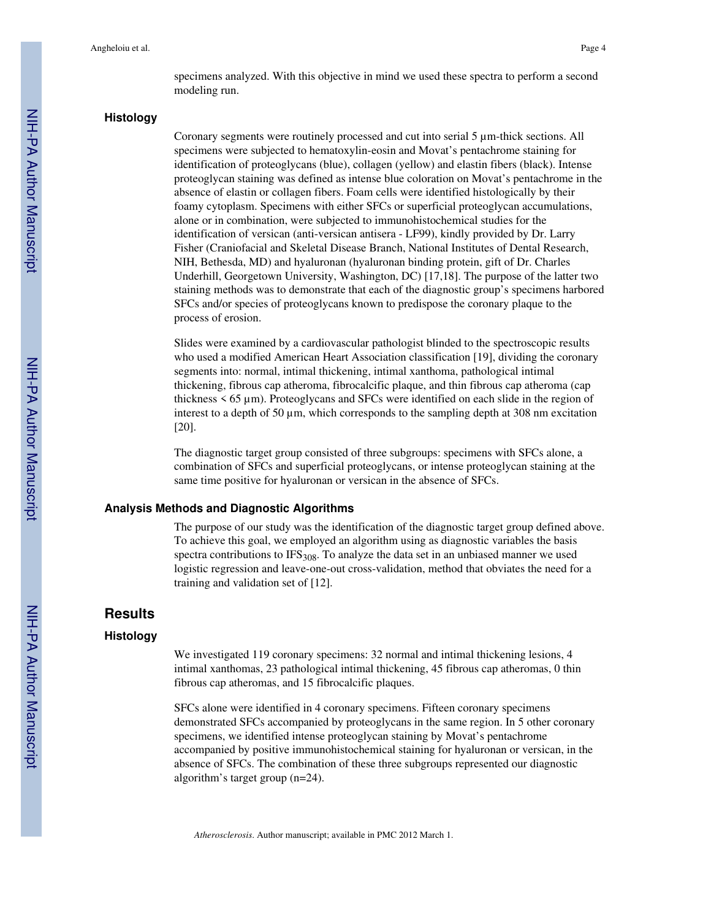specimens analyzed. With this objective in mind we used these spectra to perform a second modeling run.

### Histology

Coronary segments were routinely processed and cut into serial 5 µm-thick sections. All specimens were subjected to hematoxylin-eosin and Movat's pentachrome staining for identification of proteoglycans (blue), collagen (yellow) and elastin fibers (black). Intense proteoglycan staining was defined as intense blue coloration on Movat's pentachrome in the absence of elastin or collagen fibers. Foam cells were identified histologically by their foamy cytoplasm. Specimens with either SFCs or superficial proteoglycan accumulations, alone or in combination, were subjected to immunohistochemical studies for the identification of versican (anti-versican antisera - LF99), kindly provided by Dr. Larry Fisher (Craniofacial and Skeletal Disease Branch, National Institutes of Dental Research, NIH, Bethesda, MD) and hyaluronan (hyaluronan binding protein, gift of Dr. Charles Underhill, Georgetown University, Washington, DC) [17,18]. The purpose of the latter two staining methods was to demonstrate that each of the diagnostic group's specimens harbored SFCs and/or species of proteoglycans known to predispose the coronary plaque to the process of erosion.

Slides were examined by a cardiovascular pathologist blinded to the spectroscopic results who used a modified American Heart Association classification [19], dividing the coronary segments into: normal, intimal thickening, intimal xanthoma, pathological intimal thickening, fibrous cap atheroma, fibrocalcific plaque, and thin fibrous cap atheroma (cap thickness < 65 µm). Proteoglycans and SFCs were identified on each slide in the region of interest to a depth of 50 µm, which corresponds to the sampling depth at 308 nm excitation [20].

The diagnostic target group consisted of three subgroups: specimens with SFCs alone, a combination of SFCs and superficial proteoglycans, or intense proteoglycan staining at the same time positive for hyaluronan or versican in the absence of SFCs.

### Analysis Methods and Diagnostic Algorithms

The purpose of our study was the identification of the diagnostic target group defined above. To achieve this goal, we employed an algorithm using as diagnostic variables the basis spectra contributions to $IFS_{308}$. To analyze the data set in an unbiased manner we used logistic regression and leave-one-out cross-validation, method that obviates the need for a training and validation set of [12].

## Results

### Histology

We investigated 119 coronary specimens: 32 normal and intimal thickening lesions, 4 intimal xanthomas, 23 pathological intimal thickening, 45 fibrous cap atheromas, 0 thin fibrous cap atheromas, and 15 fibrocalcific plaques.

SFCs alone were identified in 4 coronary specimens. Fifteen coronary specimens demonstrated SFCs accompanied by proteoglycans in the same region. In 5 other coronary specimens, we identified intense proteoglycan staining by Movat's pentachrome accompanied by positive immunohistochemical staining for hyaluronan or versican, in the absence of SFCs. The combination of these three subgroups represented our diagnostic algorithm's target group (n=24).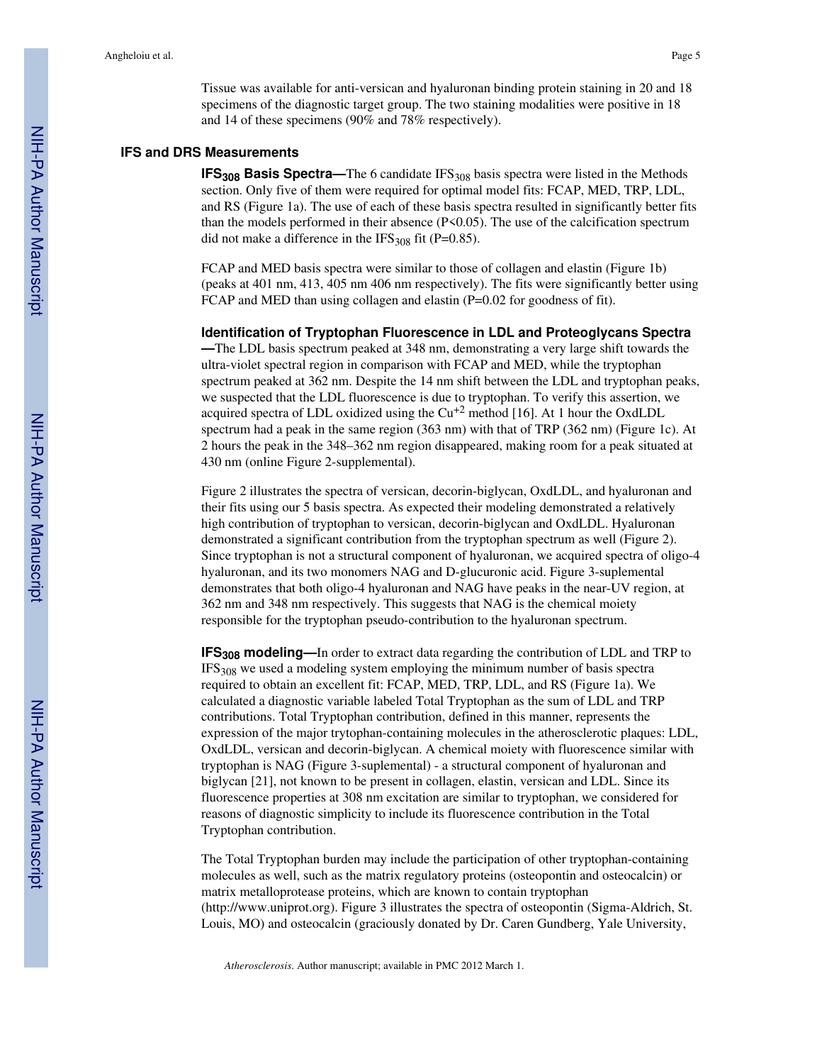Tissue was available for anti-versican and hyaluronan binding protein staining in 20 and 18 specimens of the diagnostic target group. The two staining modalities were positive in 18 and 14 of these specimens (90% and 78% respectively).

## IFS and DRS Measurements

**$IFS_{308}$ Basis Spectra—**The 6 candidate $IFS_{308}$ basis spectra were listed in the Methods section. Only five of them were required for optimal model fits: FCAP, MED, TRP, LDL, and RS (Figure 1a). The use of each of these basis spectra resulted in significantly better fits than the models performed in their absence ($P<0.05$). The use of the calcification spectrum did not make a difference in the $IFS_{308}$ fit ($P=0.85$).

FCAP and MED basis spectra were similar to those of collagen and elastin (Figure 1b) (peaks at 401 nm, 413, 405 nm 406 nm respectively). The fits were significantly better using FCAP and MED than using collagen and elastin ($P=0.02$ for goodness of fit).

**Identification of Tryptophan Fluorescence in LDL and Proteoglycans Spectra —**The LDL basis spectrum peaked at 348 nm, demonstrating a very large shift towards the ultra-violet spectral region in comparison with FCAP and MED, while the tryptophan spectrum peaked at 362 nm. Despite the 14 nm shift between the LDL and tryptophan peaks, we suspected that the LDL fluorescence is due to tryptophan. To verify this assertion, we acquired spectra of LDL oxidized using the $Cu^{+2}$ method [16]. At 1 hour the OxdLDL spectrum had a peak in the same region (363 nm) with that of TRP (362 nm) (Figure 1c). At 2 hours the peak in the 348–362 nm region disappeared, making room for a peak situated at 430 nm (online Figure 2-supplemental).

Figure 2 illustrates the spectra of versican, decorin-biglycan, OxdLDL, and hyaluronan and their fits using our 5 basis spectra. As expected their modeling demonstrated a relatively high contribution of tryptophan to versican, decorin-biglycan and OxdLDL. Hyaluronan demonstrated a significant contribution from the tryptophan spectrum as well (Figure 2). Since tryptophan is not a structural component of hyaluronan, we acquired spectra of oligo-4 hyaluronan, and its two monomers NAG and D-glucuronic acid. Figure 3-suplemental demonstrates that both oligo-4 hyaluronan and NAG have peaks in the near-UV region, at 362 nm and 348 nm respectively. This suggests that NAG is the chemical moiety responsible for the tryptophan pseudo-contribution to the hyaluronan spectrum.

**$IFS_{308}$ modeling—**In order to extract data regarding the contribution of LDL and TRP to $IFS_{308}$ we used a modeling system employing the minimum number of basis spectra required to obtain an excellent fit: FCAP, MED, TRP, LDL, and RS (Figure 1a). We calculated a diagnostic variable labeled Total Tryptophan as the sum of LDL and TRP contributions. Total Tryptophan contribution, defined in this manner, represents the expression of the major trytophan-containing molecules in the atherosclerotic plaques: LDL, OxdLDL, versican and decorin-biglycan. A chemical moiety with fluorescence similar with tryptophan is NAG (Figure 3-suplemental) - a structural component of hyaluronan and biglycan [21], not known to be present in collagen, elastin, versican and LDL. Since its fluorescence properties at 308 nm excitation are similar to tryptophan, we considered for reasons of diagnostic simplicity to include its fluorescence contribution in the Total Tryptophan contribution.

The Total Tryptophan burden may include the participation of other tryptophan-containing molecules as well, such as the matrix regulatory proteins (osteopontin and osteocalcin) or matrix metalloprotease proteins, which are known to contain tryptophan (http://www.uniprot.org). Figure 3 illustrates the spectra of osteopontin (Sigma-Aldrich, St. Louis, MO) and osteocalcin (graciously donated by Dr. Caren Gundberg, Yale University,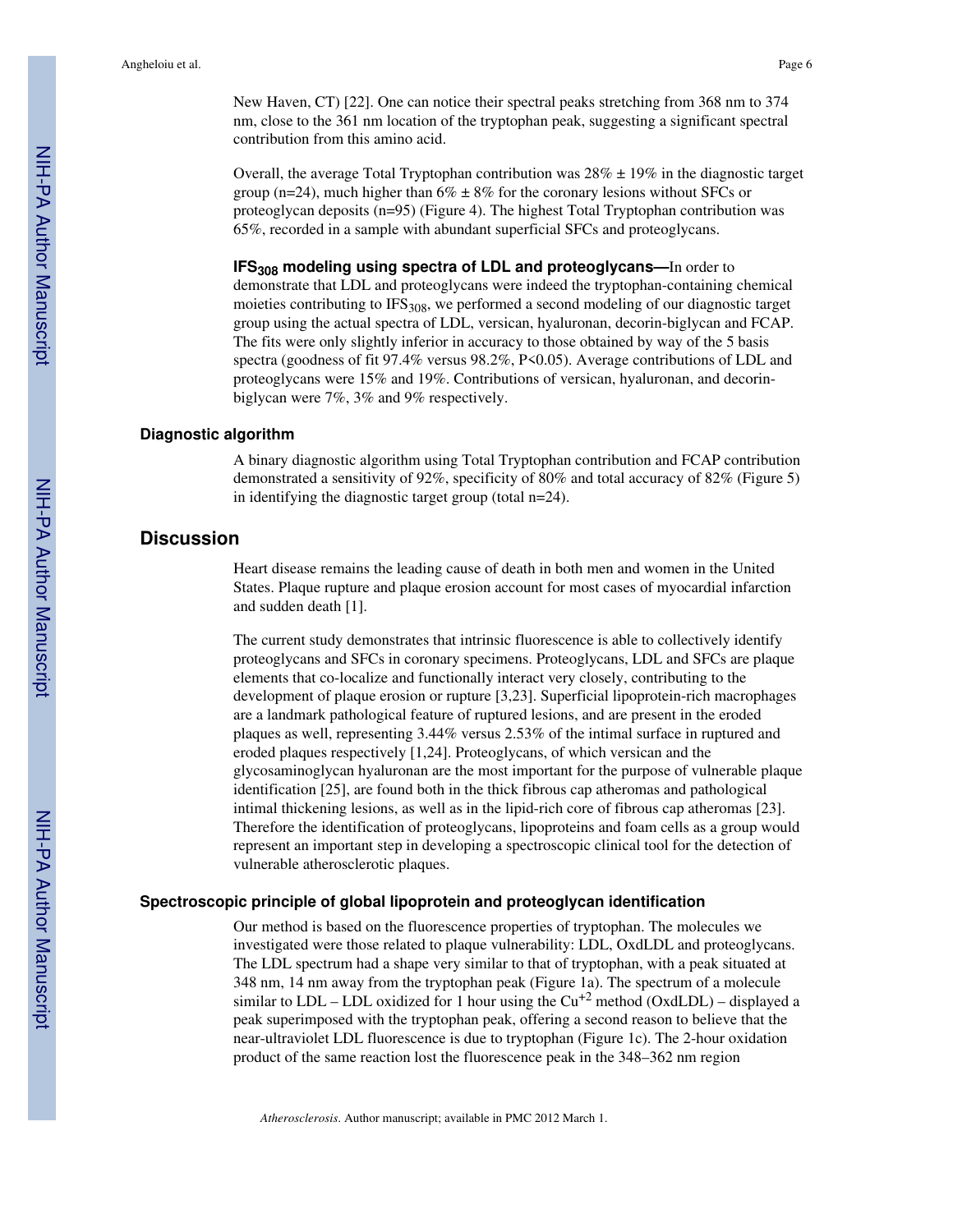New Haven, CT) [22]. One can notice their spectral peaks stretching from 368 nm to 374 nm, close to the 361 nm location of the tryptophan peak, suggesting a significant spectral contribution from this amino acid.

Overall, the average Total Tryptophan contribution was 28% ± 19% in the diagnostic target group (n=24), much higher than 6% ± 8% for the coronary lesions without SFCs or proteoglycan deposits (n=95) (Figure 4). The highest Total Tryptophan contribution was 65%, recorded in a sample with abundant superficial SFCs and proteoglycans.

**$IFS_{308}$ modeling using spectra of LDL and proteoglycans—**In order to demonstrate that LDL and proteoglycans were indeed the tryptophan-containing chemical moieties contributing to $IFS_{308}$, we performed a second modeling of our diagnostic target group using the actual spectra of LDL, versican, hyaluronan, decorin-biglycan and FCAP. The fits were only slightly inferior in accuracy to those obtained by way of the 5 basis spectra (goodness of fit 97.4% versus 98.2%, $P<0.05$). Average contributions of LDL and proteoglycans were 15% and 19%. Contributions of versican, hyaluronan, and decorin-biglycan were 7%, 3% and 9% respectively.

### Diagnostic algorithm

A binary diagnostic algorithm using Total Tryptophan contribution and FCAP contribution demonstrated a sensitivity of 92%, specificity of 80% and total accuracy of 82% (Figure 5) in identifying the diagnostic target group (total n=24).

## Discussion

Heart disease remains the leading cause of death in both men and women in the United States. Plaque rupture and plaque erosion account for most cases of myocardial infarction and sudden death [1].

The current study demonstrates that intrinsic fluorescence is able to collectively identify proteoglycans and SFCs in coronary specimens. Proteoglycans, LDL and SFCs are plaque elements that co-localize and functionally interact very closely, contributing to the development of plaque erosion or rupture [3,23]. Superficial lipoprotein-rich macrophages are a landmark pathological feature of ruptured lesions, and are present in the eroded plaques as well, representing 3.44% versus 2.53% of the intimal surface in ruptured and eroded plaques respectively [1,24]. Proteoglycans, of which versican and the glycosaminoglycan hyaluronan are the most important for the purpose of vulnerable plaque identification [25], are found both in the thick fibrous cap atheromas and pathological intimal thickening lesions, as well as in the lipid-rich core of fibrous cap atheromas [23]. Therefore the identification of proteoglycans, lipoproteins and foam cells as a group would represent an important step in developing a spectroscopic clinical tool for the detection of vulnerable atherosclerotic plaques.

### Spectroscopic principle of global lipoprotein and proteoglycan identification

Our method is based on the fluorescence properties of tryptophan. The molecules we investigated were those related to plaque vulnerability: LDL, OxdLDL and proteoglycans. The LDL spectrum had a shape very similar to that of tryptophan, with a peak situated at 348 nm, 14 nm away from the tryptophan peak (Figure 1a). The spectrum of a molecule similar to LDL – LDL oxidized for 1 hour using the $Cu^{+2}$ method (OxdLDL) – displayed a peak superimposed with the tryptophan peak, offering a second reason to believe that the near-ultraviolet LDL fluorescence is due to tryptophan (Figure 1c). The 2-hour oxidation product of the same reaction lost the fluorescence peak in the 348–362 nm region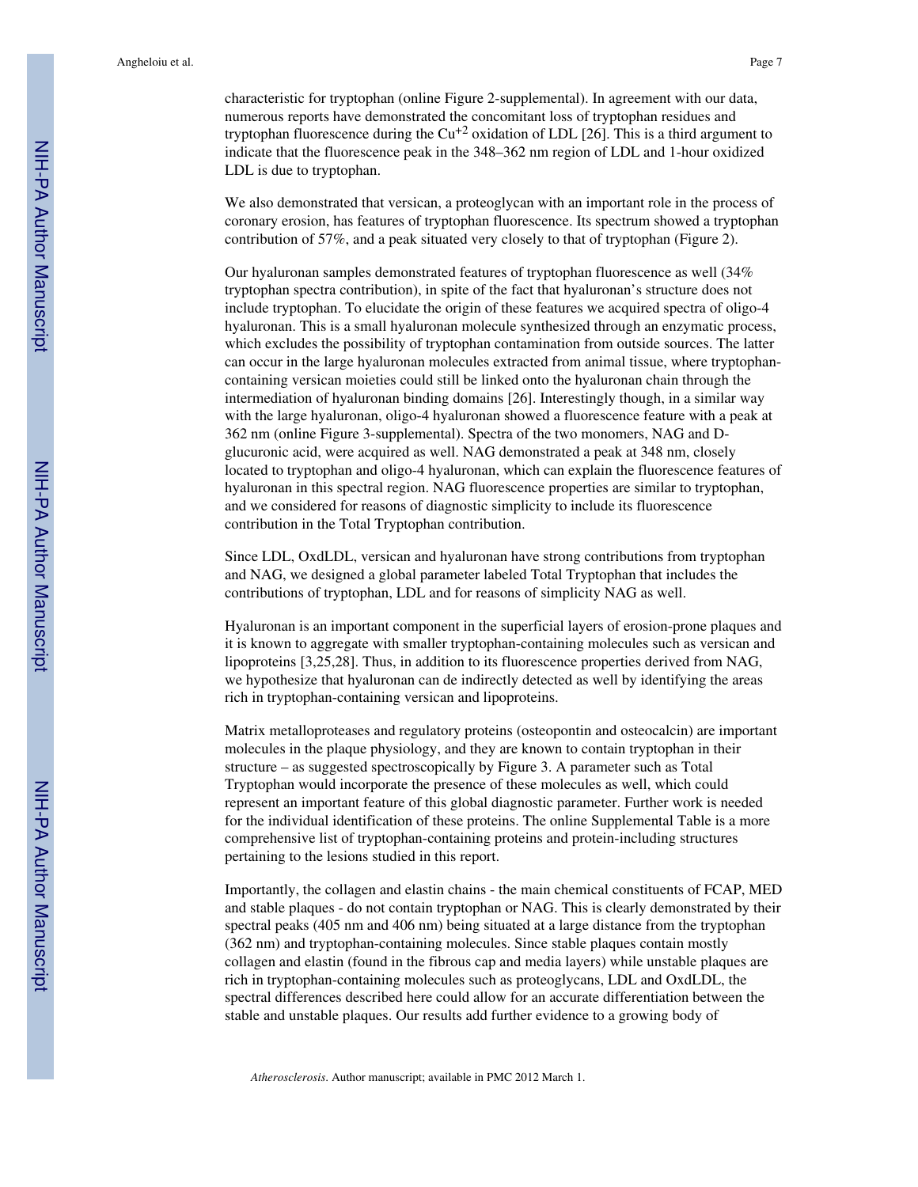characteristic for tryptophan (online Figure 2-supplemental). In agreement with our data, numerous reports have demonstrated the concomitant loss of tryptophan residues and tryptophan fluorescence during the $Cu^{+2}$ oxidation of LDL [26]. This is a third argument to indicate that the fluorescence peak in the 348–362 nm region of LDL and 1-hour oxidized LDL is due to tryptophan.

We also demonstrated that versican, a proteoglycan with an important role in the process of coronary erosion, has features of tryptophan fluorescence. Its spectrum showed a tryptophan contribution of 57%, and a peak situated very closely to that of tryptophan (Figure 2).

Our hyaluronan samples demonstrated features of tryptophan fluorescence as well (34% tryptophan spectra contribution), in spite of the fact that hyaluronan's structure does not include tryptophan. To elucidate the origin of these features we acquired spectra of oligo-4 hyaluronan. This is a small hyaluronan molecule synthesized through an enzymatic process, which excludes the possibility of tryptophan contamination from outside sources. The latter can occur in the large hyaluronan molecules extracted from animal tissue, where tryptophan-containing versican moieties could still be linked onto the hyaluronan chain through the intermediation of hyaluronan binding domains [26]. Interestingly though, in a similar way with the large hyaluronan, oligo-4 hyaluronan showed a fluorescence feature with a peak at 362 nm (online Figure 3-supplemental). Spectra of the two monomers, NAG and D-glucuronic acid, were acquired as well. NAG demonstrated a peak at 348 nm, closely located to tryptophan and oligo-4 hyaluronan, which can explain the fluorescence features of hyaluronan in this spectral region. NAG fluorescence properties are similar to tryptophan, and we considered for reasons of diagnostic simplicity to include its fluorescence contribution in the Total Tryptophan contribution.

Since LDL, OxdLDL, versican and hyaluronan have strong contributions from tryptophan and NAG, we designed a global parameter labeled Total Tryptophan that includes the contributions of tryptophan, LDL and for reasons of simplicity NAG as well.

Hyaluronan is an important component in the superficial layers of erosion-prone plaques and it is known to aggregate with smaller tryptophan-containing molecules such as versican and lipoproteins [3,25,28]. Thus, in addition to its fluorescence properties derived from NAG, we hypothesize that hyaluronan can de indirectly detected as well by identifying the areas rich in tryptophan-containing versican and lipoproteins.

Matrix metalloproteases and regulatory proteins (osteopontin and osteocalcin) are important molecules in the plaque physiology, and they are known to contain tryptophan in their structure – as suggested spectroscopically by Figure 3. A parameter such as Total Tryptophan would incorporate the presence of these molecules as well, which could represent an important feature of this global diagnostic parameter. Further work is needed for the individual identification of these proteins. The online Supplemental Table is a more comprehensive list of tryptophan-containing proteins and protein-including structures pertaining to the lesions studied in this report.

Importantly, the collagen and elastin chains - the main chemical constituents of FCAP, MED and stable plaques - do not contain tryptophan or NAG. This is clearly demonstrated by their spectral peaks (405 nm and 406 nm) being situated at a large distance from the tryptophan (362 nm) and tryptophan-containing molecules. Since stable plaques contain mostly collagen and elastin (found in the fibrous cap and media layers) while unstable plaques are rich in tryptophan-containing molecules such as proteoglycans, LDL and OxdLDL, the spectral differences described here could allow for an accurate differentiation between the stable and unstable plaques. Our results add further evidence to a growing body of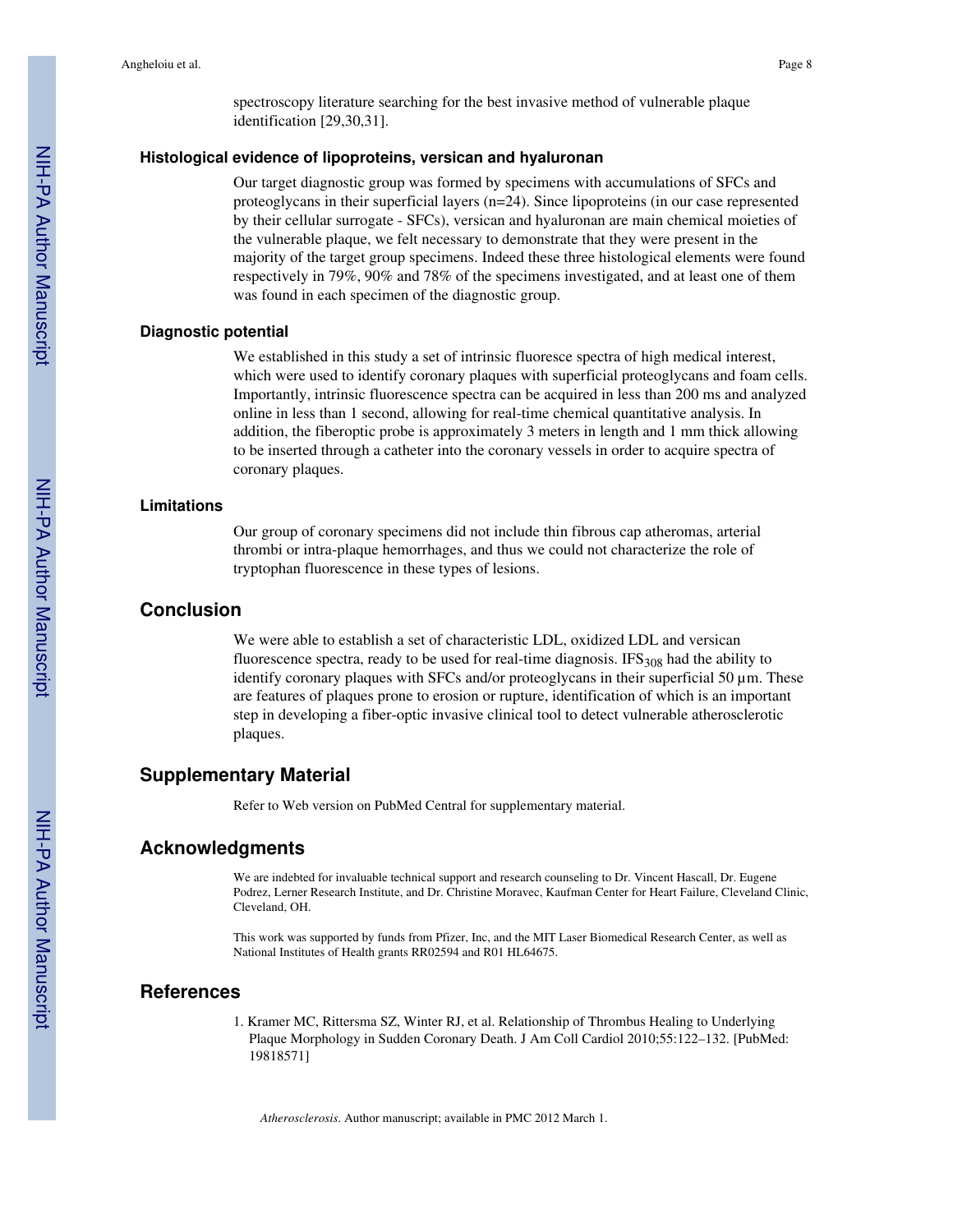spectroscopy literature searching for the best invasive method of vulnerable plaque identification [29,30,31].

### Histological evidence of lipoproteins, versican and hyaluronan

Our target diagnostic group was formed by specimens with accumulations of SFCs and proteoglycans in their superficial layers (n=24). Since lipoproteins (in our case represented by their cellular surrogate - SFCs), versican and hyaluronan are main chemical moieties of the vulnerable plaque, we felt necessary to demonstrate that they were present in the majority of the target group specimens. Indeed these three histological elements were found respectively in 79%, 90% and 78% of the specimens investigated, and at least one of them was found in each specimen of the diagnostic group.

### Diagnostic potential

We established in this study a set of intrinsic fluoresce spectra of high medical interest, which were used to identify coronary plaques with superficial proteoglycans and foam cells. Importantly, intrinsic fluorescence spectra can be acquired in less than 200 ms and analyzed online in less than 1 second, allowing for real-time chemical quantitative analysis. In addition, the fiberoptic probe is approximately 3 meters in length and 1 mm thick allowing to be inserted through a catheter into the coronary vessels in order to acquire spectra of coronary plaques.

### Limitations

Our group of coronary specimens did not include thin fibrous cap atheromas, arterial thrombi or intra-plaque hemorrhages, and thus we could not characterize the role of tryptophan fluorescence in these types of lesions.

## Conclusion

We were able to establish a set of characteristic LDL, oxidized LDL and versican fluorescence spectra, ready to be used for real-time diagnosis. $IFS_{308}$ had the ability to identify coronary plaques with SFCs and/or proteoglycans in their superficial 50 µm. These are features of plaques prone to erosion or rupture, identification of which is an important step in developing a fiber-optic invasive clinical tool to detect vulnerable atherosclerotic plaques.

## Supplementary Material

Refer to Web version on PubMed Central for supplementary material.

## Acknowledgments

We are indebted for invaluable technical support and research counseling to Dr. Vincent Hascall, Dr. Eugene Podrez, Lerner Research Institute, and Dr. Christine Moravec, Kaufman Center for Heart Failure, Cleveland Clinic, Cleveland, OH.

This work was supported by funds from Pfizer, Inc, and the MIT Laser Biomedical Research Center, as well as National Institutes of Health grants RR02594 and R01 HL64675.

## References

1. Kramer MC, Rittersma SZ, Winter RJ, et al. Relationship of Thrombus Healing to Underlying Plaque Morphology in Sudden Coronary Death. J Am Coll Cardiol 2010;55:122–132. [PubMed: 19818571]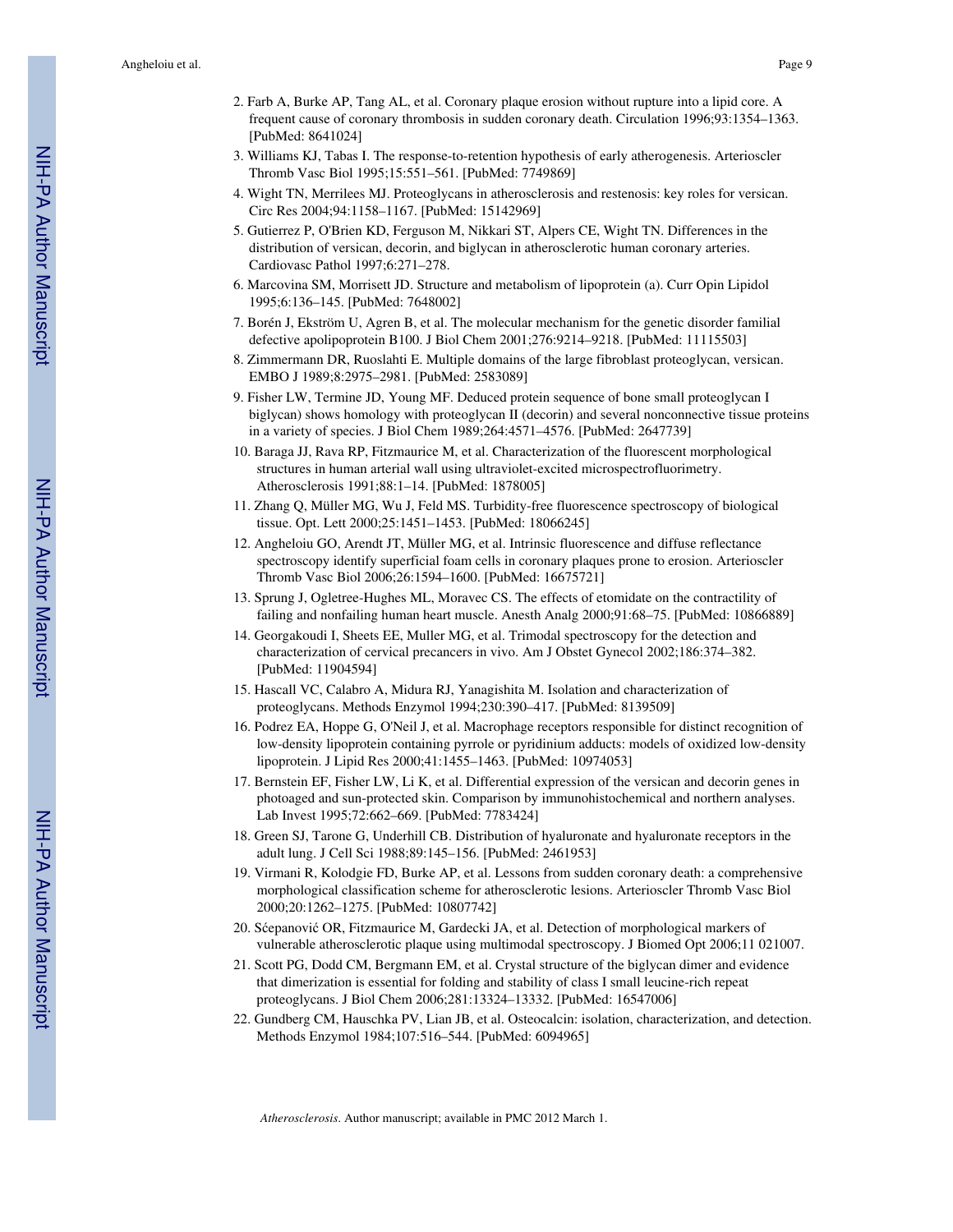2. Farb A, Burke AP, Tang AL, et al. Coronary plaque erosion without rupture into a lipid core. A frequent cause of coronary thrombosis in sudden coronary death. Circulation 1996;93:1354–1363. [PubMed: 8641024]
3. Williams KJ, Tabas I. The response-to-retention hypothesis of early atherogenesis. Arterioscler Thromb Vasc Biol 1995;15:551–561. [PubMed: 7749869]
4. Wight TN, Merrilees MJ. Proteoglycans in atherosclerosis and restenosis: key roles for versican. Circ Res 2004;94:1158–1167. [PubMed: 15142969]
5. Gutierrez P, O'Brien KD, Ferguson M, Nikkari ST, Alpers CE, Wight TN. Differences in the distribution of versican, decorin, and biglycan in atherosclerotic human coronary arteries. Cardiovasc Pathol 1997;6:271–278.
6. Marcovina SM, Morrisett JD. Structure and metabolism of lipoprotein (a). Curr Opin Lipidol 1995;6:136–145. [PubMed: 7648002]
7. Borén J, Ekström U, Agren B, et al. The molecular mechanism for the genetic disorder familial defective apolipoprotein B100. J Biol Chem 2001;276:9214–9218. [PubMed: 11115503]
8. Zimmermann DR, Ruoslahti E. Multiple domains of the large fibroblast proteoglycan, versican. EMBO J 1989;8:2975–2981. [PubMed: 2583089]
9. Fisher LW, Termine JD, Young MF. Deduced protein sequence of bone small proteoglycan I biglycan) shows homology with proteoglycan II (decorin) and several nonconnective tissue proteins in a variety of species. J Biol Chem 1989;264:4571–4576. [PubMed: 2647739]
10. Baraga JJ, Rava RP, Fitzmaurice M, et al. Characterization of the fluorescent morphological structures in human arterial wall using ultraviolet-excited microspectrofluorimetry. Atherosclerosis 1991;88:1–14. [PubMed: 1878005]
11. Zhang Q, Müller MG, Wu J, Feld MS. Turbidity-free fluorescence spectroscopy of biological tissue. Opt. Lett 2000;25:1451–1453. [PubMed: 18066245]
12. Angheloiu GO, Arendt JT, Müller MG, et al. Intrinsic fluorescence and diffuse reflectance spectroscopy identify superficial foam cells in coronary plaques prone to erosion. Arterioscler Thromb Vasc Biol 2006;26:1594–1600. [PubMed: 16675721]
13. Sprung J, Ogletree-Hughes ML, Moravec CS. The effects of etomidate on the contractility of failing and nonfailing human heart muscle. Anesth Analg 2000;91:68–75. [PubMed: 10866889]
14. Georgakoudi I, Sheets EE, Muller MG, et al. Trimodal spectroscopy for the detection and characterization of cervical precancers in vivo. Am J Obstet Gynecol 2002;186:374–382. [PubMed: 11904594]
15. Hascall VC, Calabro A, Midura RJ, Yanagishita M. Isolation and characterization of proteoglycans. Methods Enzymol 1994;230:390–417. [PubMed: 8139509]
16. Podrez EA, Hoppe G, O'Neil J, et al. Macrophage receptors responsible for distinct recognition of low-density lipoprotein containing pyrrole or pyridinium adducts: models of oxidized low-density lipoprotein. J Lipid Res 2000;41:1455–1463. [PubMed: 10974053]
17. Bernstein EF, Fisher LW, Li K, et al. Differential expression of the versican and decorin genes in photoaged and sun-protected skin. Comparison by immunohistochemical and northern analyses. Lab Invest 1995;72:662–669. [PubMed: 7783424]
18. Green SJ, Tarone G, Underhill CB. Distribution of hyaluronate and hyaluronate receptors in the adult lung. J Cell Sci 1988;89:145–156. [PubMed: 2461953]
19. Virmani R, Kolodgie FD, Burke AP, et al. Lessons from sudden coronary death: a comprehensive morphological classification scheme for atherosclerotic lesions. Arterioscler Thromb Vasc Biol 2000;20:1262–1275. [PubMed: 10807742]
20. Sćepanović OR, Fitzmaurice M, Gardecki JA, et al. Detection of morphological markers of vulnerable atherosclerotic plaque using multimodal spectroscopy. J Biomed Opt 2006;11 021007.
21. Scott PG, Dodd CM, Bergmann EM, et al. Crystal structure of the biglycan dimer and evidence that dimerization is essential for folding and stability of class I small leucine-rich repeat proteoglycans. J Biol Chem 2006;281:13324–13332. [PubMed: 16547006]
22. Gundberg CM, Hauschka PV, Lian JB, et al. Osteocalcin: isolation, characterization, and detection. Methods Enzymol 1984;107:516–544. [PubMed: 6094965]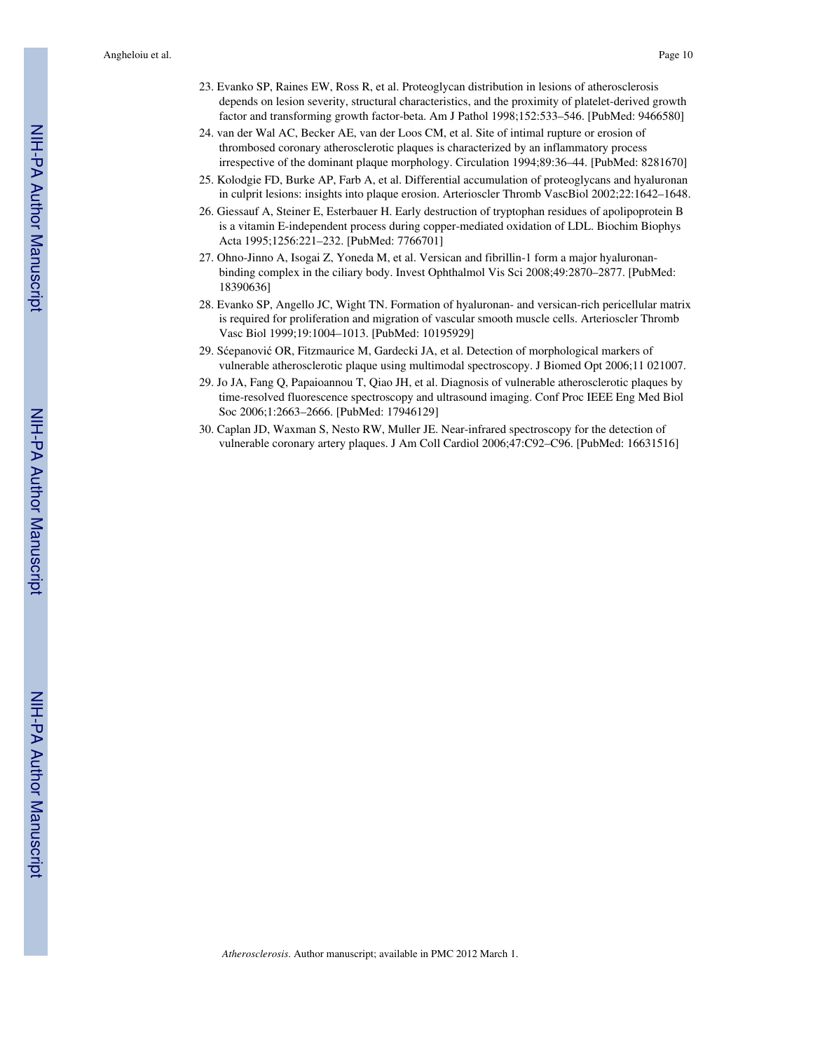23. Evanko SP, Raines EW, Ross R, et al. Proteoglycan distribution in lesions of atherosclerosis depends on lesion severity, structural characteristics, and the proximity of platelet-derived growth factor and transforming growth factor-beta. Am J Pathol 1998;152:533–546. [PubMed: 9466580]
24. van der Wal AC, Becker AE, van der Loos CM, et al. Site of intimal rupture or erosion of thrombosed coronary atherosclerotic plaques is characterized by an inflammatory process irrespective of the dominant plaque morphology. Circulation 1994;89:36–44. [PubMed: 8281670]
25. Kolodgie FD, Burke AP, Farb A, et al. Differential accumulation of proteoglycans and hyaluronan in culprit lesions: insights into plaque erosion. Arterioscler Thromb VascBiol 2002;22:1642–1648.
26. Giessauf A, Steiner E, Esterbauer H. Early destruction of tryptophan residues of apolipoprotein B is a vitamin E-independent process during copper-mediated oxidation of LDL. Biochim Biophys Acta 1995;1256:221–232. [PubMed: 7766701]
27. Ohno-Jinno A, Isogai Z, Yoneda M, et al. Versican and fibrillin-1 form a major hyaluronan-binding complex in the ciliary body. Invest Ophthalmol Vis Sci 2008;49:2870–2877. [PubMed: 18390636]
28. Evanko SP, Angello JC, Wight TN. Formation of hyaluronan- and versican-rich pericellular matrix is required for proliferation and migration of vascular smooth muscle cells. Arterioscler Thromb Vasc Biol 1999;19:1004–1013. [PubMed: 10195929]
29. Sćepanović OR, Fitzmaurice M, Gardecki JA, et al. Detection of morphological markers of vulnerable atherosclerotic plaque using multimodal spectroscopy. J Biomed Opt 2006;11 021007.
29. Jo JA, Fang Q, Papaioannou T, Qiao JH, et al. Diagnosis of vulnerable atherosclerotic plaques by time-resolved fluorescence spectroscopy and ultrasound imaging. Conf Proc IEEE Eng Med Biol Soc 2006;1:2663–2666. [PubMed: 17946129]
30. Caplan JD, Waxman S, Nesto RW, Muller JE. Near-infrared spectroscopy for the detection of vulnerable coronary artery plaques. J Am Coll Cardiol 2006;47:C92–C96. [PubMed: 16631516]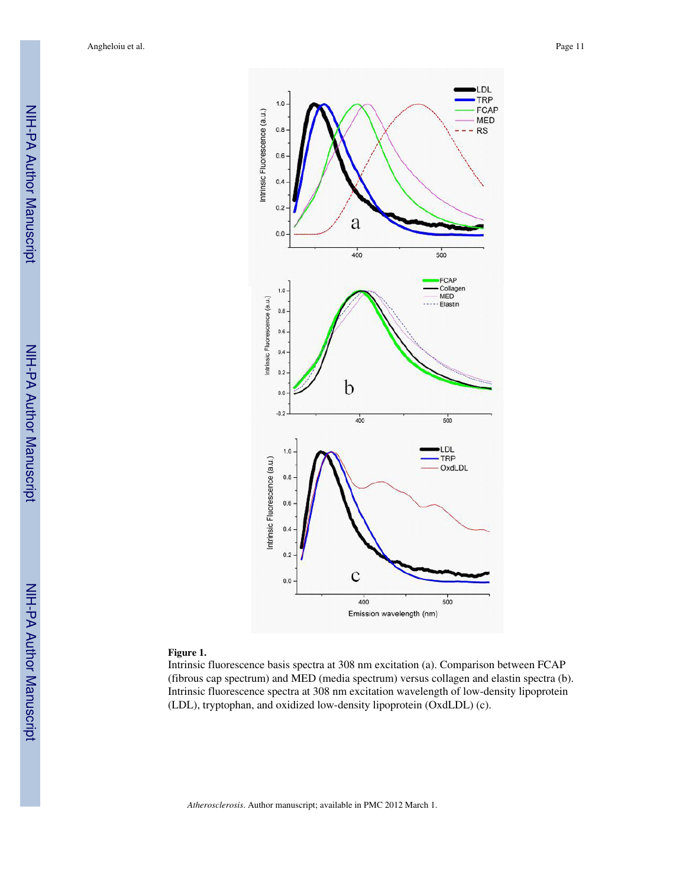**Figure 1.**

Intrinsic fluorescence basis spectra at 308 nm excitation (a). Comparison between FCAP (fibrous cap spectrum) and MED (media spectrum) versus collagen and elastin spectra (b). Intrinsic fluorescence spectra at 308 nm excitation wavelength of low-density lipoprotein (LDL), tryptophan, and oxidized low-density lipoprotein (OxdLDL) (c).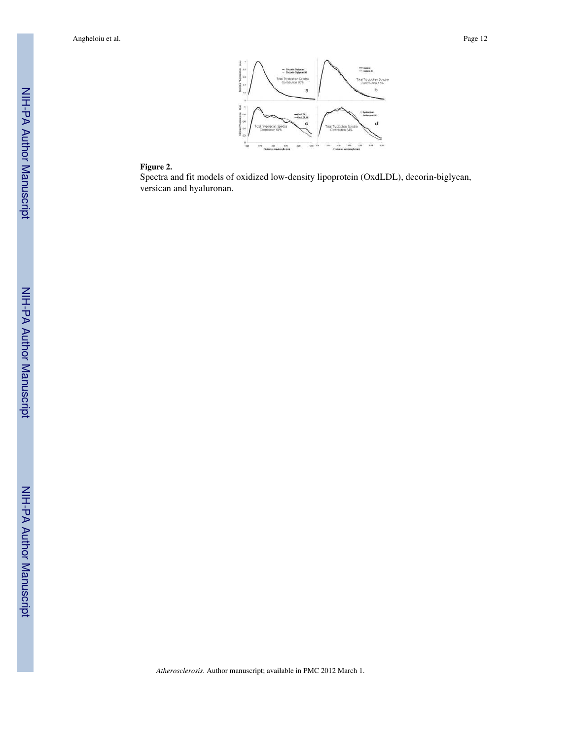**Figure 2.**

Spectra and fit models of oxidized low-density lipoprotein (OxdLDL), decorin-biglycan, versican and hyaluronan.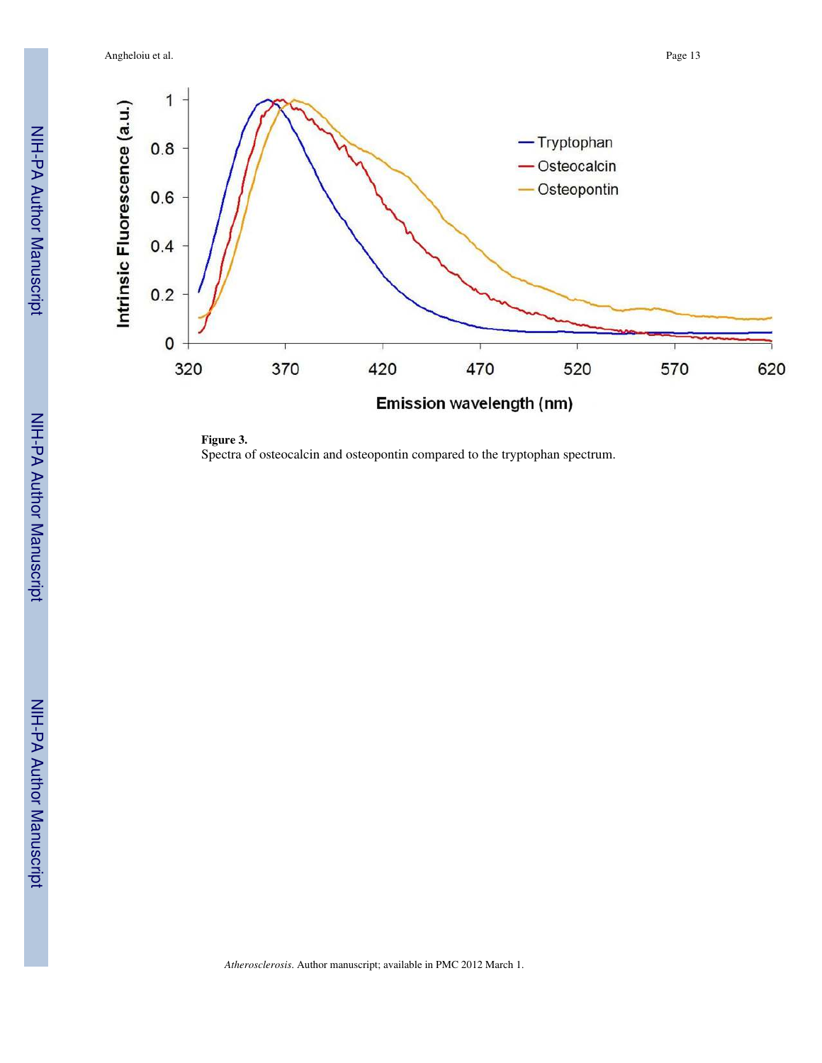**Figure 3.**

Spectra of osteocalcin and osteopontin compared to the tryptophan spectrum.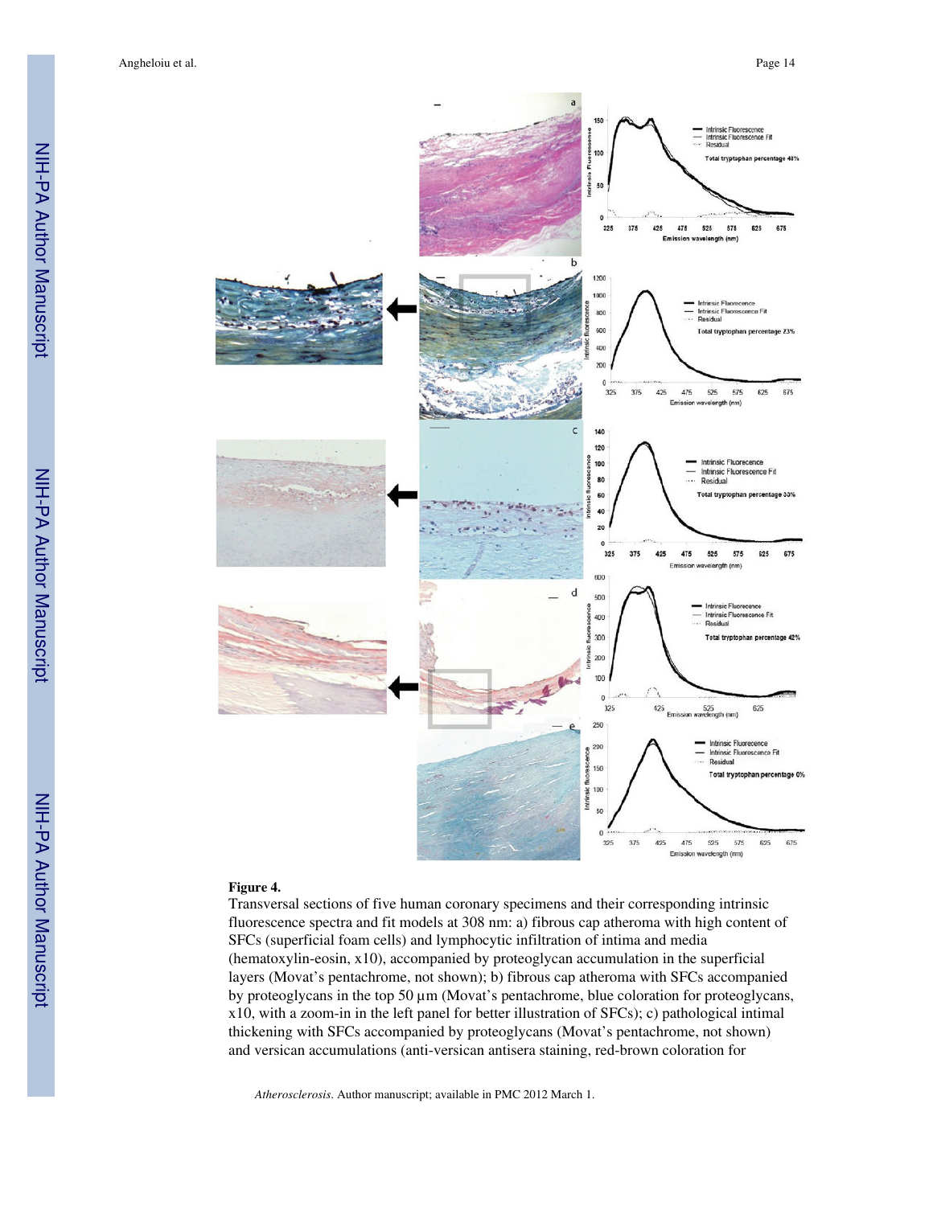**Figure 4.**

Transversal sections of five human coronary specimens and their corresponding intrinsic fluorescence spectra and fit models at 308 nm: a) fibrous cap atheroma with high content of SFCs (superficial foam cells) and lymphocytic infiltration of intima and media (hematoxylin-eosin, x10), accompanied by proteoglycan accumulation in the superficial layers (Movat's pentachrome, not shown); b) fibrous cap atheroma with SFCs accompanied by proteoglycans in the top 50 μm (Movat's pentachrome, blue coloration for proteoglycans, x10, with a zoom-in in the left panel for better illustration of SFCs); c) pathological intimal thickening with SFCs accompanied by proteoglycans (Movat's pentachrome, not shown) and versican accumulations (anti-versican antisera staining, red-brown coloration for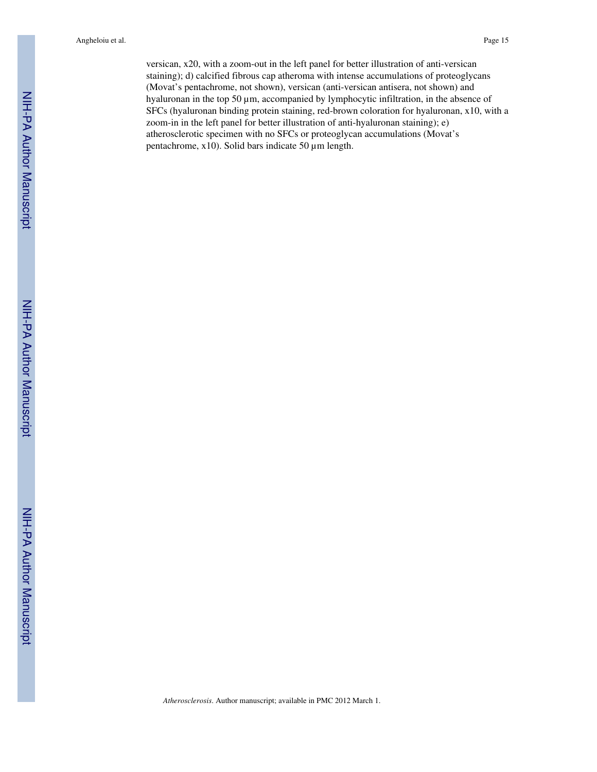versican, x20, with a zoom-out in the left panel for better illustration of anti-versican staining); d) calcified fibrous cap atheroma with intense accumulations of proteoglycans (Movat's pentachrome, not shown), versican (anti-versican antisera, not shown) and hyaluronan in the top 50 µm, accompanied by lymphocytic infiltration, in the absence of SFCs (hyaluronan binding protein staining, red-brown coloration for hyaluronan, x10, with a zoom-in in the left panel for better illustration of anti-hyaluronan staining); e) atherosclerotic specimen with no SFCs or proteoglycan accumulations (Movat's pentachrome, x10). Solid bars indicate 50 µm length.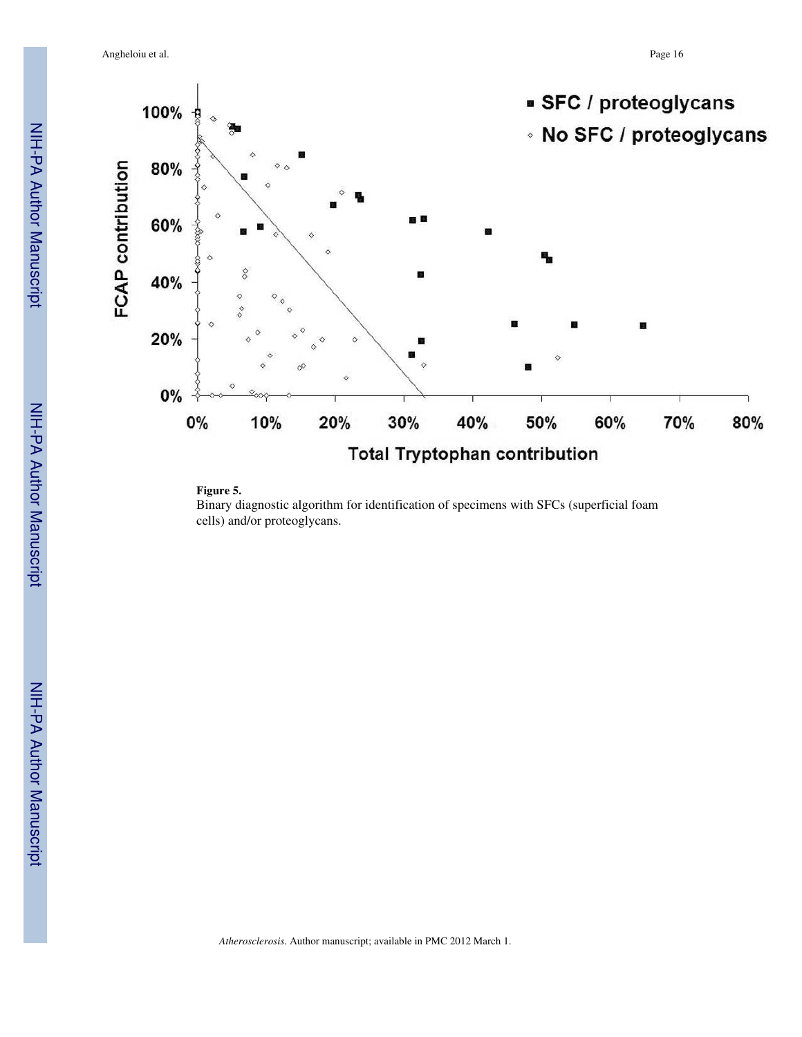■ SFC / proteoglycans

◇ No SFC / proteoglycans

FCAP contribution

100%

80%

60%

40%

20%

0%

0%

10%

20%

30%

40%

50%

60%

70%

80%

Total Tryptophan contribution

**Figure 5.**

Binary diagnostic algorithm for identification of specimens with SFCs (superficial foam cells) and/or proteoglycans.